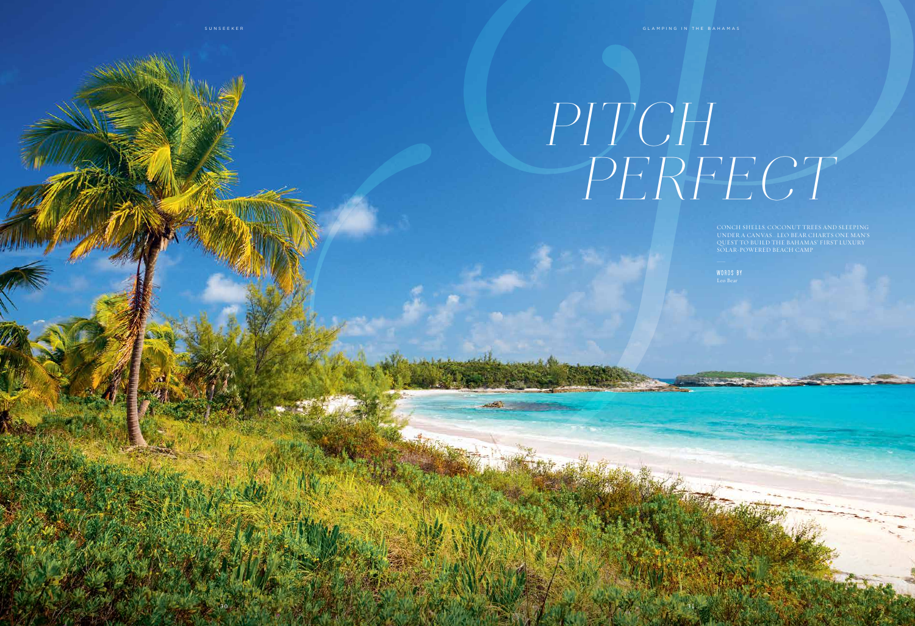# PITCH PERFECT

CONCH SHELLS, COCONUT TREES AND SLEEPING UNDER A CANVAS... LEO BEAR CHARTS ONE MAN'S QUEST TO BUILD THE BAHAMAS' FIRST LUXURY SOLAR-POWERED BEACH CAMP

WORDS BY
Leo Bear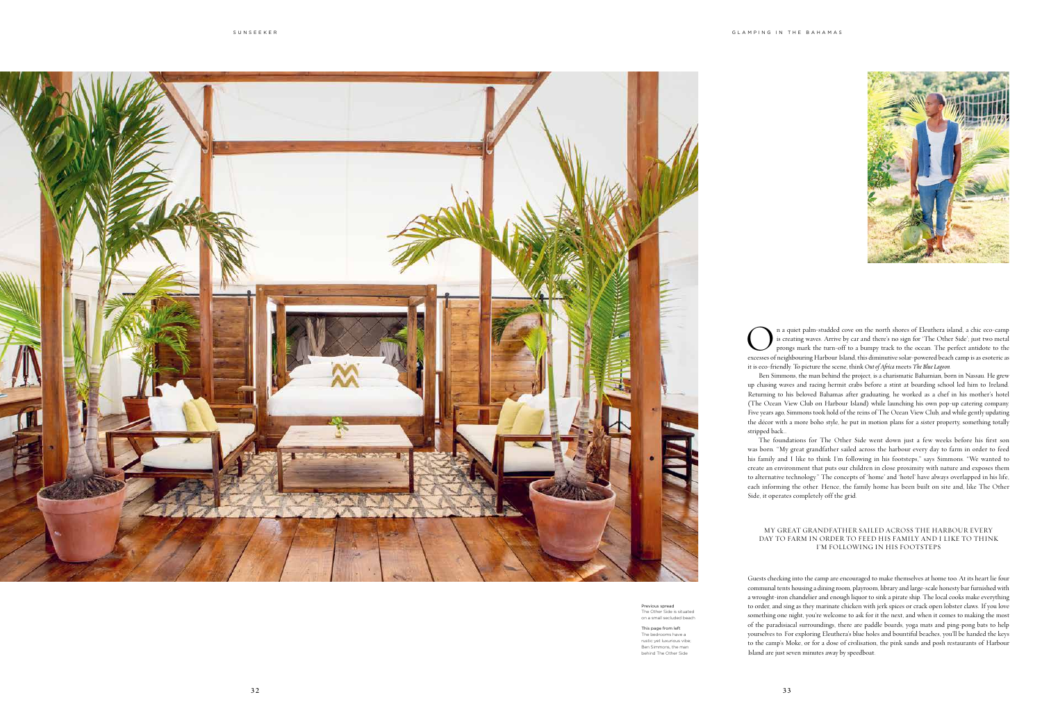On a quiet palm-studded cove on the north shores of Eleuthera island, a chic eco-camp is creating waves. Arrive by car and there's no sign for 'The Other Side'; just two metal prongs mark the turn-off to a bumpy track to the ocean. The perfect antidote to the excesses of neighbouring Harbour Island, this diminutive solar-powered beach camp is as esoteric as it is eco-friendly. To picture the scene, think *Out of Africa* meets *The Blue Lagoon*.

Ben Simmons, the man behind the project, is a charismatic Bahamian, born in Nassau. He grew up chasing waves and racing hermit crabs before a stint at boarding school led him to Ireland. Returning to his beloved Bahamas after graduating, he worked as a chef in his mother's hotel (The Ocean View Club on Harbour Island) while launching his own pop-up catering company. Five years ago, Simmons took hold of the reins of The Ocean View Club, and while gently updating the decor with a more boho style, he put in motion plans for a sister property, something totally stripped back...

The foundations for The Other Side went down just a few weeks before his first son was born. "My great grandfather sailed across the harbour every day to farm in order to feed his family and I like to think I'm following in his footsteps," says Simmons. "We wanted to create an environment that puts our children in close proximity with nature and exposes them to alternative technology." The concepts of 'home' and 'hotel' have always overlapped in his life, each informing the other. Hence, the family home has been built on site and, like The Other Side, it operates completely off the grid.

MY GREAT GRANDFATHER SAILED ACROSS THE HARBOUR EVERY DAY TO FARM IN ORDER TO FEED HIS FAMILY AND I LIKE TO THINK I'M FOLLOWING IN HIS FOOTSTEPS

Guests checking into the camp are encouraged to make themselves at home too. At its heart lie four communal tents housing a dining room, playroom, library and large-scale honesty bar furnished with a wrought-iron chandelier and enough liquor to sink a pirate ship. The local cooks make everything to order, and sing as they marinate chicken with jerk spices or crack open lobster claws. If you love something one night, you're welcome to ask for it the next, and when it comes to making the most of the paradisiacal surroundings, there are paddle boards, yoga mats and ping-pong bats to help yourselves to. For exploring Eleuthera's blue holes and bountiful beaches, you'll be handed the keys to the camp's Moke, or for a dose of civilisation, the pink sands and posh restaurants of Harbour Island are just seven minutes away by speedboat.

**Previous spread**
The Other Side is situated on a small secluded beach

**This page from left**
The bedrooms have a rustic yet luxurious vibe; Ben Simmons, the man behind The Other Side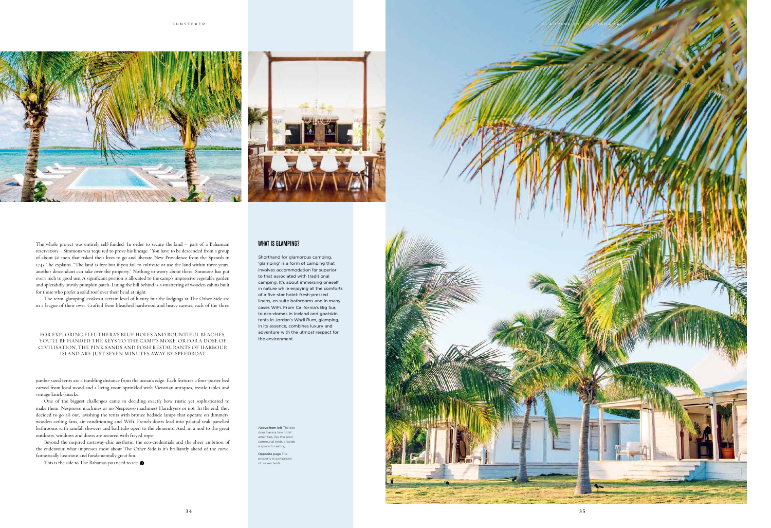The whole project was entirely self-funded. In order to secure the land – part of a Bahamian reservation – Simmons was required to prove his lineage. "You have to be descended from a group of about 50 men that risked their lives to go and liberate New Providence from the Spanish in 1743," he explains. "The land is free but if you fail to cultivate or use the land within three years, another descendant can take over the property." Nothing to worry about there. Simmons has put every inch to good use. A significant portion is allocated to the camp's impressive vegetable garden and splendidly unruly pumpkin patch. Lining the hill behind is a smattering of wooden cabins built for those who prefer a solid roof over their head at night.

The term 'glamping' evokes a certain level of luxury, but the lodgings at The Other Side are in a league of their own. Crafted from bleached hardwood and heavy canvas, each of the three jumbo-sized tents are a tumbling distance from the ocean's edge. Each features a four-poster bed carved from local wood and a living room sprinkled with Victorian antiques, trestle tables and vintage knick-knacks.

FOR EXPLORING ELEUTHERA'S BLUE HOLES AND BOUNTIFUL BEACHES, YOU'LL BE HANDED THE KEYS TO THE CAMP'S MOKE, OR FOR A DOSE OF CIVILISATION, THE PINK SANDS AND POSH RESTAURANTS OF HARBOUR ISLAND ARE JUST SEVEN MINUTES AWAY BY SPEEDBOAT

One of the biggest challenges came in deciding exactly how rustic yet sophisticated to make them. Nespresso machines or no Nespresso machines? Hairdryers or not. In the end, they decided to go all-out, lavishing the tents with bronze bedside lamps that operate on dimmers, wooden ceiling fans, air-conditioning and WiFi. French doors lead into palatial teak-panelled bathrooms with rainfall showers and bathtubs open to the elements. And, in a nod to the great outdoors, windows and doors are secured with frayed rope.

Beyond the inspired castaway-chic aesthetic, the eco-credentials and the sheer ambition of the endeavour, what impresses most about The Other Side is it's brilliantly ahead of the curve, fantastically luxurious and fundamentally great fun.

This is the side to The Bahamas you need to see.

## WHAT IS GLAMPING?

Shorthand for glamorous camping, 'glamping' is a form of camping that involves accommodation far superior to that associated with traditional camping. It's about immersing oneself in nature while enjoying all the comforts of a five-star hotel: fresh-pressed linens, en suite bathrooms and in many cases WiFi. From California's Big Sur, to eco-domes in Iceland and goatskin tents in Jordan's Wadi Rum, glamping, in its essence, combines luxury and adventure with the utmost respect for the environment.

**Above from left** The site does have a few hotel amenities, like the pool; communal tents provide a space for eating

**Opposite page** The property is comprised of seven tents